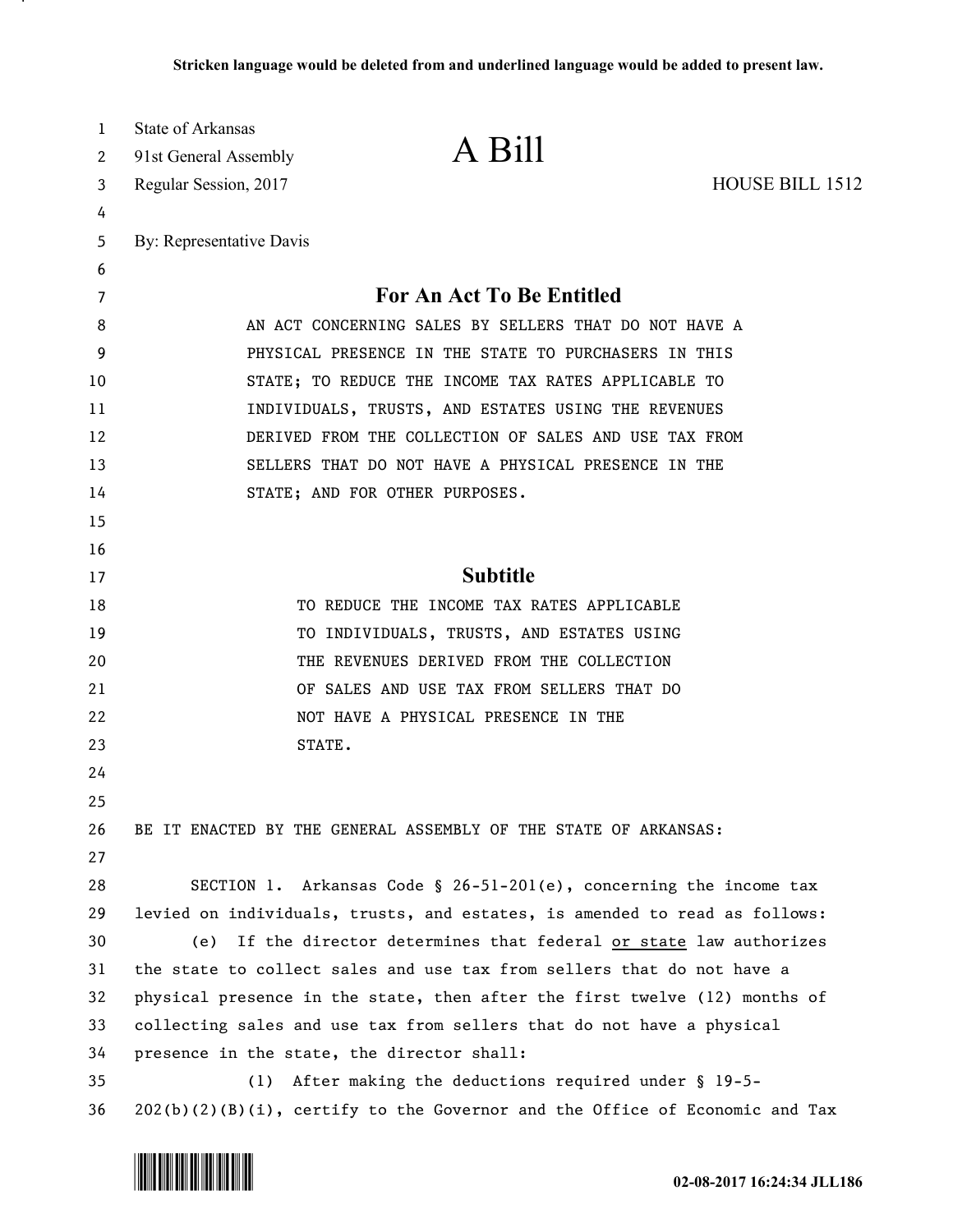Stricken language would be deleted from and underlined language would be added to present law.

State of Arkansas
91st General Assembly
Regular Session, 2017

# A Bill

HOUSE BILL 1512

By: Representative Davis

## For An Act To Be Entitled

AN ACT CONCERNING SALES BY SELLERS THAT DO NOT HAVE A PHYSICAL PRESENCE IN THE STATE TO PURCHASERS IN THIS STATE; TO REDUCE THE INCOME TAX RATES APPLICABLE TO INDIVIDUALS, TRUSTS, AND ESTATES USING THE REVENUES DERIVED FROM THE COLLECTION OF SALES AND USE TAX FROM SELLERS THAT DO NOT HAVE A PHYSICAL PRESENCE IN THE STATE; AND FOR OTHER PURPOSES.

## Subtitle

TO REDUCE THE INCOME TAX RATES APPLICABLE TO INDIVIDUALS, TRUSTS, AND ESTATES USING THE REVENUES DERIVED FROM THE COLLECTION OF SALES AND USE TAX FROM SELLERS THAT DO NOT HAVE A PHYSICAL PRESENCE IN THE STATE.

BE IT ENACTED BY THE GENERAL ASSEMBLY OF THE STATE OF ARKANSAS:

SECTION 1. Arkansas Code § 26-51-201(e), concerning the income tax levied on individuals, trusts, and estates, is amended to read as follows:

(e) If the director determines that federal <u>or state</u> law authorizes the state to collect sales and use tax from sellers that do not have a physical presence in the state, then after the first twelve (12) months of collecting sales and use tax from sellers that do not have a physical presence in the state, the director shall:

(1) After making the deductions required under § 19-5-202(b)(2)(B)(i), certify to the Governor and the Office of Economic and Tax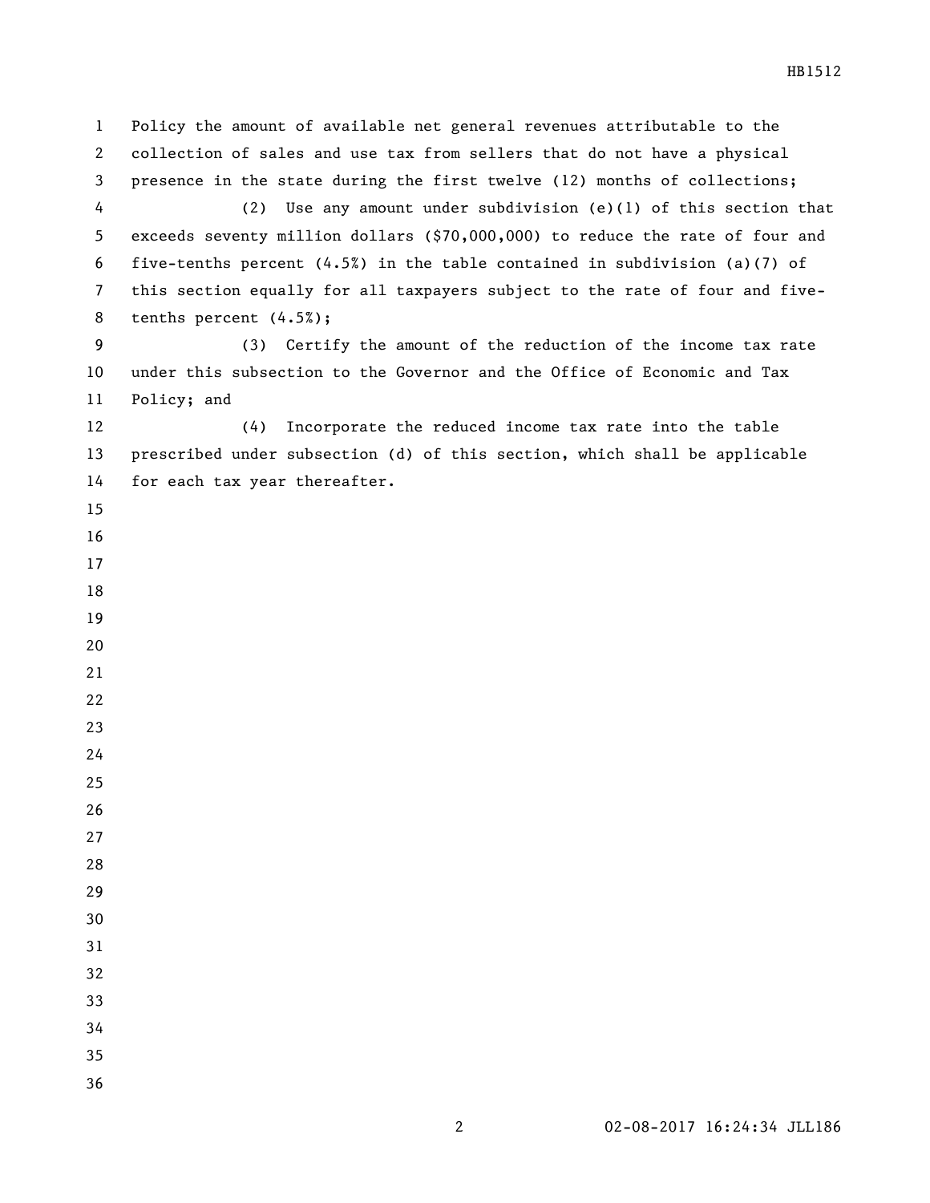Policy the amount of available net general revenues attributable to the collection of sales and use tax from sellers that do not have a physical presence in the state during the first twelve (12) months of collections;

(2) Use any amount under subdivision (e)(1) of this section that exceeds seventy million dollars ($70,000,000) to reduce the rate of four and five-tenths percent (4.5%) in the table contained in subdivision (a)(7) of this section equally for all taxpayers subject to the rate of four and five-tenths percent (4.5%);

(3) Certify the amount of the reduction of the income tax rate under this subsection to the Governor and the Office of Economic and Tax Policy; and

(4) Incorporate the reduced income tax rate into the table prescribed under subsection (d) of this section, which shall be applicable for each tax year thereafter.